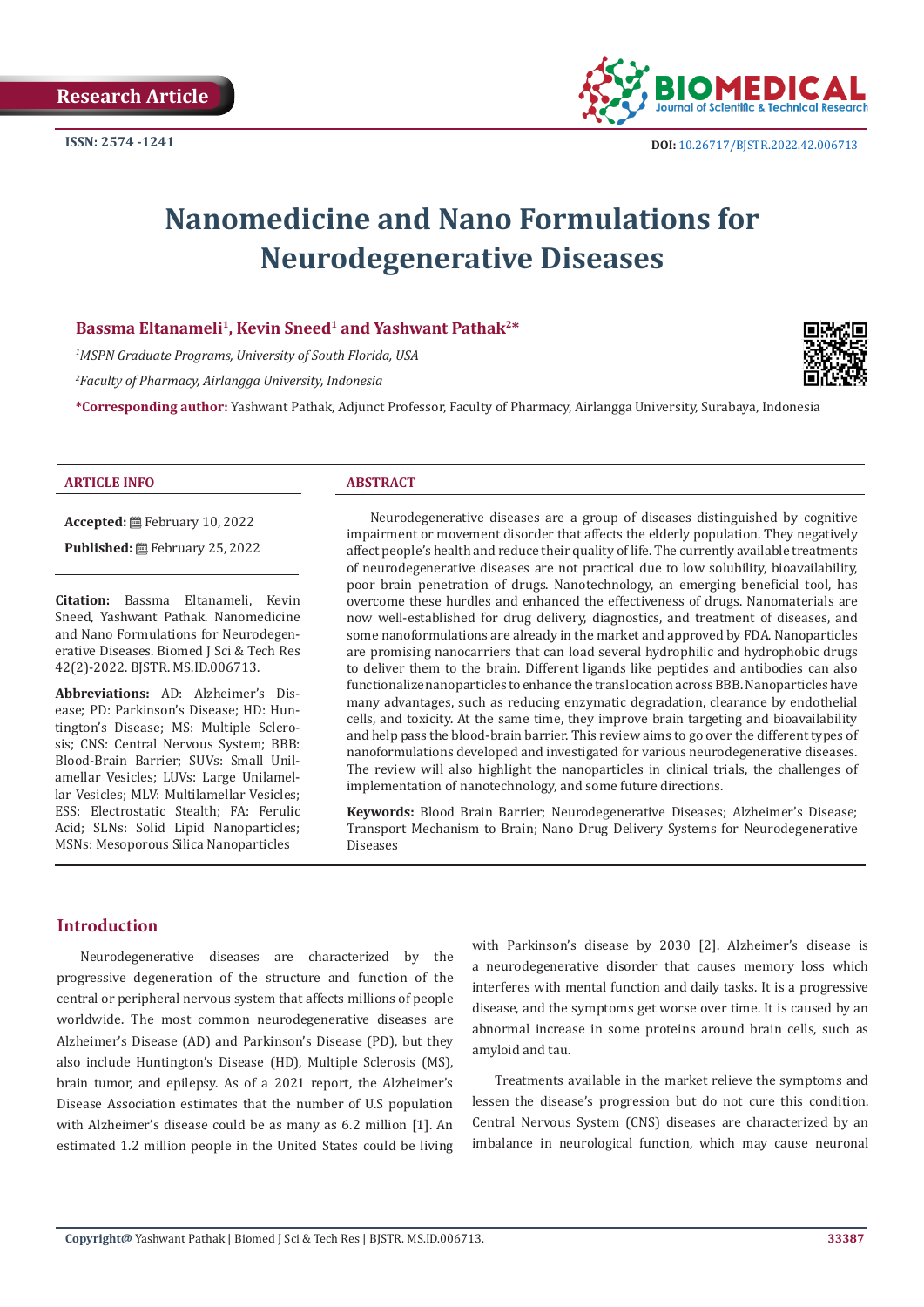Research Article

ISSN: 2574 -1241

DOI: 10.26717/BJSTR.2022.42.006713

# Nanomedicine and Nano Formulations for Neurodegenerative Diseases

**Bassma Eltanameli[1], Kevin Sneed[1] and Yashwant Pathak[2]***

*[1]MSPN Graduate Programs, University of South Florida, USA*

*[2]Faculty of Pharmacy, Airlangga University, Indonesia*

***Corresponding author:** Yashwant Pathak, Adjunct Professor, Faculty of Pharmacy, Airlangga University, Surabaya, Indonesia

## ARTICLE INFO

**Accepted:** February 10, 2022

**Published:** February 25, 2022

**Citation:** Bassma Eltanameli, Kevin Sneed, Yashwant Pathak. Nanomedicine and Nano Formulations for Neurodegenerative Diseases. Biomed J Sci & Tech Res 42(2)-2022. BJSTR. MS.ID.006713.

**Abbreviations:** AD: Alzheimer's Disease; PD: Parkinson's Disease; HD: Huntington's Disease; MS: Multiple Sclerosis; CNS: Central Nervous System; BBB: Blood-Brain Barrier; SUVs: Small Unilamellar Vesicles; LUVs: Large Unilamellar Vesicles; MLV: Multilamellar Vesicles; ESS: Electrostatic Stealth; FA: Ferulic Acid; SLNs: Solid Lipid Nanoparticles; MSNs: Mesoporous Silica Nanoparticles

## ABSTRACT

Neurodegenerative diseases are a group of diseases distinguished by cognitive impairment or movement disorder that affects the elderly population. They negatively affect people's health and reduce their quality of life. The currently available treatments of neurodegenerative diseases are not practical due to low solubility, bioavailability, poor brain penetration of drugs. Nanotechnology, an emerging beneficial tool, has overcome these hurdles and enhanced the effectiveness of drugs. Nanomaterials are now well-established for drug delivery, diagnostics, and treatment of diseases, and some nanoformulations are already in the market and approved by FDA. Nanoparticles are promising nanocarriers that can load several hydrophilic and hydrophobic drugs to deliver them to the brain. Different ligands like peptides and antibodies can also functionalize nanoparticles to enhance the translocation across BBB. Nanoparticles have many advantages, such as reducing enzymatic degradation, clearance by endothelial cells, and toxicity. At the same time, they improve brain targeting and bioavailability and help pass the blood-brain barrier. This review aims to go over the different types of nanoformulations developed and investigated for various neurodegenerative diseases. The review will also highlight the nanoparticles in clinical trials, the challenges of implementation of nanotechnology, and some future directions.

**Keywords:** Blood Brain Barrier; Neurodegenerative Diseases; Alzheimer's Disease; Transport Mechanism to Brain; Nano Drug Delivery Systems for Neurodegenerative Diseases

## Introduction

Neurodegenerative diseases are characterized by the progressive degeneration of the structure and function of the central or peripheral nervous system that affects millions of people worldwide. The most common neurodegenerative diseases are Alzheimer's Disease (AD) and Parkinson's Disease (PD), but they also include Huntington's Disease (HD), Multiple Sclerosis (MS), brain tumor, and epilepsy. As of a 2021 report, the Alzheimer's Disease Association estimates that the number of U.S population with Alzheimer's disease could be as many as 6.2 million [1]. An estimated 1.2 million people in the United States could be living with Parkinson's disease by 2030 [2]. Alzheimer's disease is a neurodegenerative disorder that causes memory loss which interferes with mental function and daily tasks. It is a progressive disease, and the symptoms get worse over time. It is caused by an abnormal increase in some proteins around brain cells, such as amyloid and tau.

Treatments available in the market relieve the symptoms and lessen the disease's progression but do not cure this condition. Central Nervous System (CNS) diseases are characterized by an imbalance in neurological function, which may cause neuronal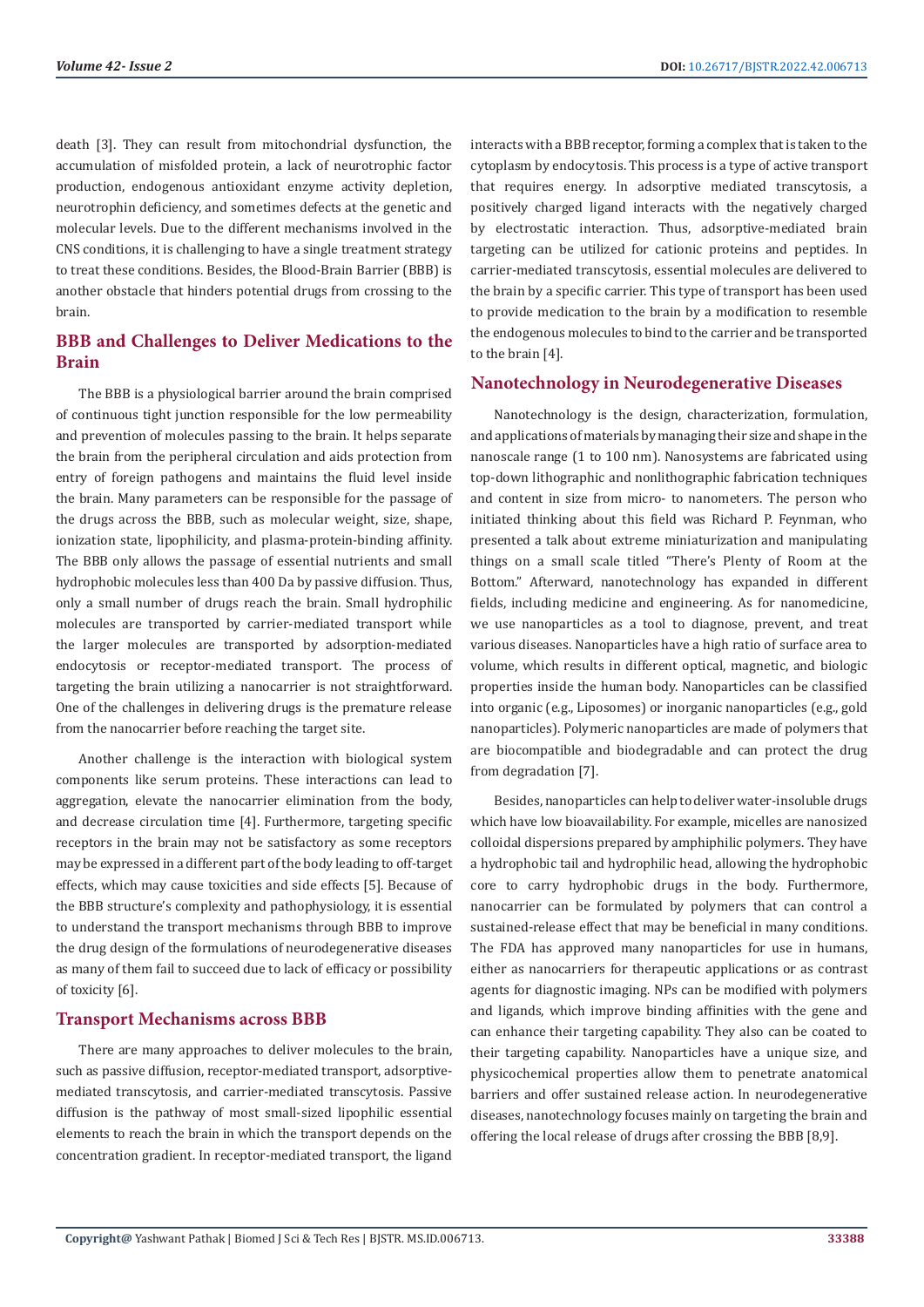death [3]. They can result from mitochondrial dysfunction, the accumulation of misfolded protein, a lack of neurotrophic factor production, endogenous antioxidant enzyme activity depletion, neurotrophin deficiency, and sometimes defects at the genetic and molecular levels. Due to the different mechanisms involved in the CNS conditions, it is challenging to have a single treatment strategy to treat these conditions. Besides, the Blood-Brain Barrier (BBB) is another obstacle that hinders potential drugs from crossing to the brain.

## BBB and Challenges to Deliver Medications to the Brain

The BBB is a physiological barrier around the brain comprised of continuous tight junction responsible for the low permeability and prevention of molecules passing to the brain. It helps separate the brain from the peripheral circulation and aids protection from entry of foreign pathogens and maintains the fluid level inside the brain. Many parameters can be responsible for the passage of the drugs across the BBB, such as molecular weight, size, shape, ionization state, lipophilicity, and plasma-protein-binding affinity. The BBB only allows the passage of essential nutrients and small hydrophobic molecules less than 400 Da by passive diffusion. Thus, only a small number of drugs reach the brain. Small hydrophilic molecules are transported by carrier-mediated transport while the larger molecules are transported by adsorption-mediated endocytosis or receptor-mediated transport. The process of targeting the brain utilizing a nanocarrier is not straightforward. One of the challenges in delivering drugs is the premature release from the nanocarrier before reaching the target site.

Another challenge is the interaction with biological system components like serum proteins. These interactions can lead to aggregation, elevate the nanocarrier elimination from the body, and decrease circulation time [4]. Furthermore, targeting specific receptors in the brain may not be satisfactory as some receptors may be expressed in a different part of the body leading to off-target effects, which may cause toxicities and side effects [5]. Because of the BBB structure's complexity and pathophysiology, it is essential to understand the transport mechanisms through BBB to improve the drug design of the formulations of neurodegenerative diseases as many of them fail to succeed due to lack of efficacy or possibility of toxicity [6].

## Transport Mechanisms across BBB

There are many approaches to deliver molecules to the brain, such as passive diffusion, receptor-mediated transport, adsorptive-mediated transcytosis, and carrier-mediated transcytosis. Passive diffusion is the pathway of most small-sized lipophilic essential elements to reach the brain in which the transport depends on the concentration gradient. In receptor-mediated transport, the ligand interacts with a BBB receptor, forming a complex that is taken to the cytoplasm by endocytosis. This process is a type of active transport that requires energy. In adsorptive mediated transcytosis, a positively charged ligand interacts with the negatively charged by electrostatic interaction. Thus, adsorptive-mediated brain targeting can be utilized for cationic proteins and peptides. In carrier-mediated transcytosis, essential molecules are delivered to the brain by a specific carrier. This type of transport has been used to provide medication to the brain by a modification to resemble the endogenous molecules to bind to the carrier and be transported to the brain [4].

## Nanotechnology in Neurodegenerative Diseases

Nanotechnology is the design, characterization, formulation, and applications of materials by managing their size and shape in the nanoscale range (1 to 100 nm). Nanosystems are fabricated using top-down lithographic and nonlithographic fabrication techniques and content in size from micro- to nanometers. The person who initiated thinking about this field was Richard P. Feynman, who presented a talk about extreme miniaturization and manipulating things on a small scale titled "There's Plenty of Room at the Bottom." Afterward, nanotechnology has expanded in different fields, including medicine and engineering. As for nanomedicine, we use nanoparticles as a tool to diagnose, prevent, and treat various diseases. Nanoparticles have a high ratio of surface area to volume, which results in different optical, magnetic, and biologic properties inside the human body. Nanoparticles can be classified into organic (e.g., Liposomes) or inorganic nanoparticles (e.g., gold nanoparticles). Polymeric nanoparticles are made of polymers that are biocompatible and biodegradable and can protect the drug from degradation [7].

Besides, nanoparticles can help to deliver water-insoluble drugs which have low bioavailability. For example, micelles are nanosized colloidal dispersions prepared by amphiphilic polymers. They have a hydrophobic tail and hydrophilic head, allowing the hydrophobic core to carry hydrophobic drugs in the body. Furthermore, nanocarrier can be formulated by polymers that can control a sustained-release effect that may be beneficial in many conditions. The FDA has approved many nanoparticles for use in humans, either as nanocarriers for therapeutic applications or as contrast agents for diagnostic imaging. NPs can be modified with polymers and ligands, which improve binding affinities with the gene and can enhance their targeting capability. They also can be coated to their targeting capability. Nanoparticles have a unique size, and physicochemical properties allow them to penetrate anatomical barriers and offer sustained release action. In neurodegenerative diseases, nanotechnology focuses mainly on targeting the brain and offering the local release of drugs after crossing the BBB [8,9].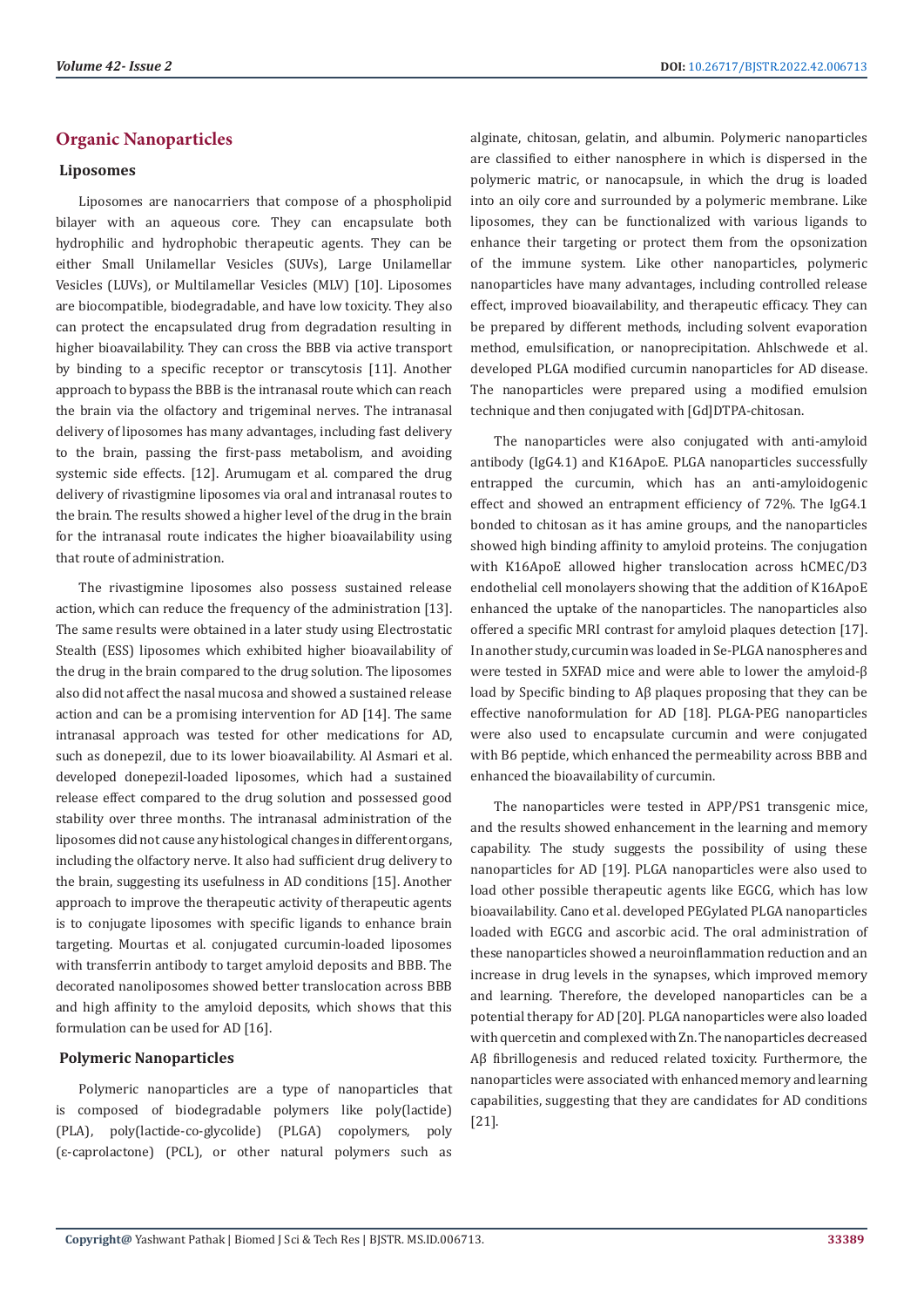## Organic Nanoparticles

### Liposomes

Liposomes are nanocarriers that compose of a phospholipid bilayer with an aqueous core. They can encapsulate both hydrophilic and hydrophobic therapeutic agents. They can be either Small Unilamellar Vesicles (SUVs), Large Unilamellar Vesicles (LUVs), or Multilamellar Vesicles (MLV) [10]. Liposomes are biocompatible, biodegradable, and have low toxicity. They also can protect the encapsulated drug from degradation resulting in higher bioavailability. They can cross the BBB via active transport by binding to a specific receptor or transcytosis [11]. Another approach to bypass the BBB is the intranasal route which can reach the brain via the olfactory and trigeminal nerves. The intranasal delivery of liposomes has many advantages, including fast delivery to the brain, passing the first-pass metabolism, and avoiding systemic side effects. [12]. Arumugam et al. compared the drug delivery of rivastigmine liposomes via oral and intranasal routes to the brain. The results showed a higher level of the drug in the brain for the intranasal route indicates the higher bioavailability using that route of administration.

The rivastigmine liposomes also possess sustained release action, which can reduce the frequency of the administration [13]. The same results were obtained in a later study using Electrostatic Stealth (ESS) liposomes which exhibited higher bioavailability of the drug in the brain compared to the drug solution. The liposomes also did not affect the nasal mucosa and showed a sustained release action and can be a promising intervention for AD [14]. The same intranasal approach was tested for other medications for AD, such as donepezil, due to its lower bioavailability. Al Asmari et al. developed donepezil-loaded liposomes, which had a sustained release effect compared to the drug solution and possessed good stability over three months. The intranasal administration of the liposomes did not cause any histological changes in different organs, including the olfactory nerve. It also had sufficient drug delivery to the brain, suggesting its usefulness in AD conditions [15]. Another approach to improve the therapeutic activity of therapeutic agents is to conjugate liposomes with specific ligands to enhance brain targeting. Mourtas et al. conjugated curcumin-loaded liposomes with transferrin antibody to target amyloid deposits and BBB. The decorated nanoliposomes showed better translocation across BBB and high affinity to the amyloid deposits, which shows that this formulation can be used for AD [16].

### Polymeric Nanoparticles

Polymeric nanoparticles are a type of nanoparticles that is composed of biodegradable polymers like poly(lactide) (PLA), poly(lactide-co-glycolide) (PLGA) copolymers, poly (ε-caprolactone) (PCL), or other natural polymers such as alginate, chitosan, gelatin, and albumin. Polymeric nanoparticles are classified to either nanosphere in which is dispersed in the polymeric matric, or nanocapsule, in which the drug is loaded into an oily core and surrounded by a polymeric membrane. Like liposomes, they can be functionalized with various ligands to enhance their targeting or protect them from the opsonization of the immune system. Like other nanoparticles, polymeric nanoparticles have many advantages, including controlled release effect, improved bioavailability, and therapeutic efficacy. They can be prepared by different methods, including solvent evaporation method, emulsification, or nanoprecipitation. Ahlschwede et al. developed PLGA modified curcumin nanoparticles for AD disease. The nanoparticles were prepared using a modified emulsion technique and then conjugated with [Gd]DTPA-chitosan.

The nanoparticles were also conjugated with anti-amyloid antibody (IgG4.1) and K16ApoE. PLGA nanoparticles successfully entrapped the curcumin, which has an anti-amyloidogenic effect and showed an entrapment efficiency of 72%. The IgG4.1 bonded to chitosan as it has amine groups, and the nanoparticles showed high binding affinity to amyloid proteins. The conjugation with K16ApoE allowed higher translocation across hCMEC/D3 endothelial cell monolayers showing that the addition of K16ApoE enhanced the uptake of the nanoparticles. The nanoparticles also offered a specific MRI contrast for amyloid plaques detection [17]. In another study, curcumin was loaded in Se-PLGA nanospheres and were tested in 5XFAD mice and were able to lower the amyloid-β load by Specific binding to Aβ plaques proposing that they can be effective nanoformulation for AD [18]. PLGA-PEG nanoparticles were also used to encapsulate curcumin and were conjugated with B6 peptide, which enhanced the permeability across BBB and enhanced the bioavailability of curcumin.

The nanoparticles were tested in APP/PS1 transgenic mice, and the results showed enhancement in the learning and memory capability. The study suggests the possibility of using these nanoparticles for AD [19]. PLGA nanoparticles were also used to load other possible therapeutic agents like EGCG, which has low bioavailability. Cano et al. developed PEGylated PLGA nanoparticles loaded with EGCG and ascorbic acid. The oral administration of these nanoparticles showed a neuroinflammation reduction and an increase in drug levels in the synapses, which improved memory and learning. Therefore, the developed nanoparticles can be a potential therapy for AD [20]. PLGA nanoparticles were also loaded with quercetin and complexed with Zn. The nanoparticles decreased Aβ fibrillogenesis and reduced related toxicity. Furthermore, the nanoparticles were associated with enhanced memory and learning capabilities, suggesting that they are candidates for AD conditions [21].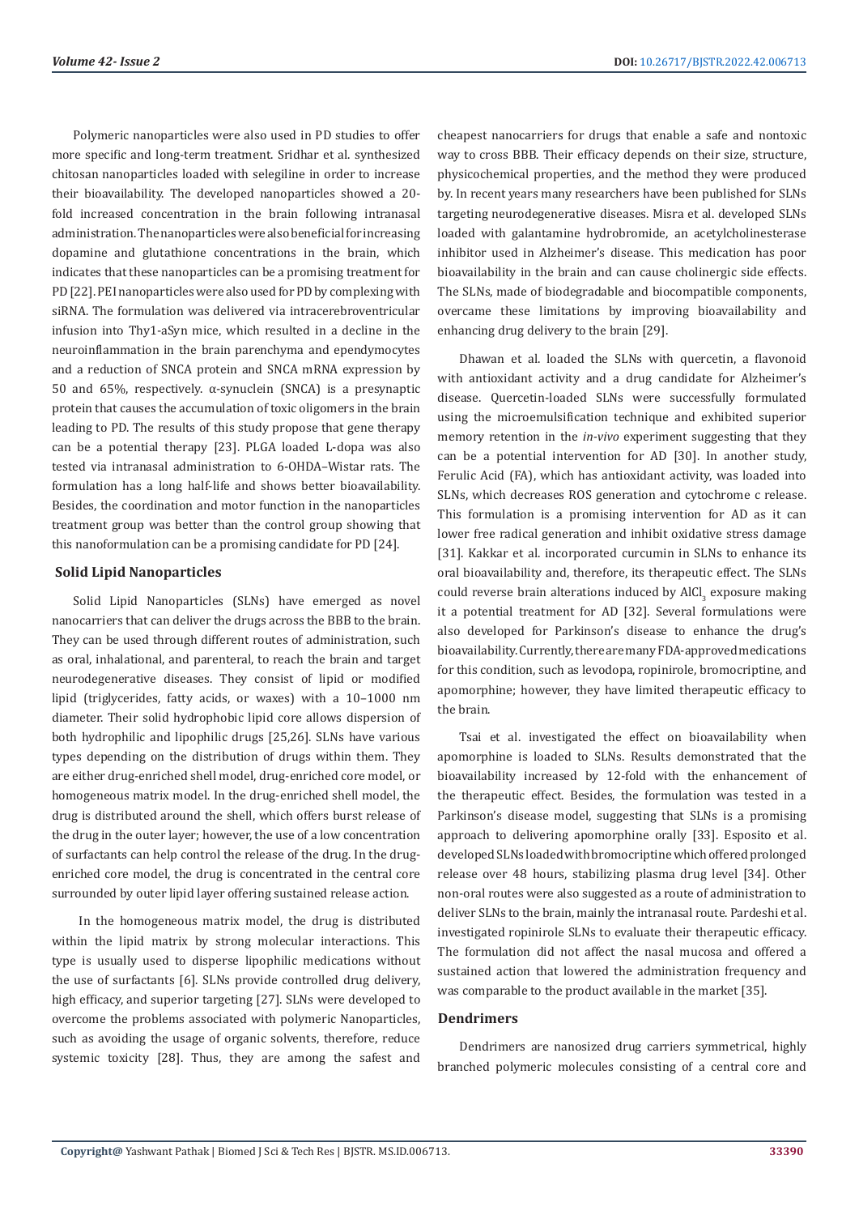Polymeric nanoparticles were also used in PD studies to offer more specific and long-term treatment. Sridhar et al. synthesized chitosan nanoparticles loaded with selegiline in order to increase their bioavailability. The developed nanoparticles showed a 20-fold increased concentration in the brain following intranasal administration. The nanoparticles were also beneficial for increasing dopamine and glutathione concentrations in the brain, which indicates that these nanoparticles can be a promising treatment for PD [22]. PEI nanoparticles were also used for PD by complexing with siRNA. The formulation was delivered via intracerebroventricular infusion into Thy1-aSyn mice, which resulted in a decline in the neuroinflammation in the brain parenchyma and ependymocytes and a reduction of SNCA protein and SNCA mRNA expression by 50 and 65%, respectively. α-synuclein (SNCA) is a presynaptic protein that causes the accumulation of toxic oligomers in the brain leading to PD. The results of this study propose that gene therapy can be a potential therapy [23]. PLGA loaded L-dopa was also tested via intranasal administration to 6-OHDA–Wistar rats. The formulation has a long half-life and shows better bioavailability. Besides, the coordination and motor function in the nanoparticles treatment group was better than the control group showing that this nanoformulation can be a promising candidate for PD [24].

## Solid Lipid Nanoparticles

Solid Lipid Nanoparticles (SLNs) have emerged as novel nanocarriers that can deliver the drugs across the BBB to the brain. They can be used through different routes of administration, such as oral, inhalational, and parenteral, to reach the brain and target neurodegenerative diseases. They consist of lipid or modified lipid (triglycerides, fatty acids, or waxes) with a 10–1000 nm diameter. Their solid hydrophobic lipid core allows dispersion of both hydrophilic and lipophilic drugs [25,26]. SLNs have various types depending on the distribution of drugs within them. They are either drug-enriched shell model, drug-enriched core model, or homogeneous matrix model. In the drug-enriched shell model, the drug is distributed around the shell, which offers burst release of the drug in the outer layer; however, the use of a low concentration of surfactants can help control the release of the drug. In the drug-enriched core model, the drug is concentrated in the central core surrounded by outer lipid layer offering sustained release action.

In the homogeneous matrix model, the drug is distributed within the lipid matrix by strong molecular interactions. This type is usually used to disperse lipophilic medications without the use of surfactants [6]. SLNs provide controlled drug delivery, high efficacy, and superior targeting [27]. SLNs were developed to overcome the problems associated with polymeric Nanoparticles, such as avoiding the usage of organic solvents, therefore, reduce systemic toxicity [28]. Thus, they are among the safest and cheapest nanocarriers for drugs that enable a safe and nontoxic way to cross BBB. Their efficacy depends on their size, structure, physicochemical properties, and the method they were produced by. In recent years many researchers have been published for SLNs targeting neurodegenerative diseases. Misra et al. developed SLNs loaded with galantamine hydrobromide, an acetylcholinesterase inhibitor used in Alzheimer's disease. This medication has poor bioavailability in the brain and can cause cholinergic side effects. The SLNs, made of biodegradable and biocompatible components, overcame these limitations by improving bioavailability and enhancing drug delivery to the brain [29].

Dhawan et al. loaded the SLNs with quercetin, a flavonoid with antioxidant activity and a drug candidate for Alzheimer's disease. Quercetin-loaded SLNs were successfully formulated using the microemulsification technique and exhibited superior memory retention in the *in-vivo* experiment suggesting that they can be a potential intervention for AD [30]. In another study, Ferulic Acid (FA), which has antioxidant activity, was loaded into SLNs, which decreases ROS generation and cytochrome c release. This formulation is a promising intervention for AD as it can lower free radical generation and inhibit oxidative stress damage [31]. Kakkar et al. incorporated curcumin in SLNs to enhance its oral bioavailability and, therefore, its therapeutic effect. The SLNs could reverse brain alterations induced by $AlCl_3$ exposure making it a potential treatment for AD [32]. Several formulations were also developed for Parkinson's disease to enhance the drug's bioavailability. Currently, there are many FDA-approved medications for this condition, such as levodopa, ropinirole, bromocriptine, and apomorphine; however, they have limited therapeutic efficacy to the brain.

Tsai et al. investigated the effect on bioavailability when apomorphine is loaded to SLNs. Results demonstrated that the bioavailability increased by 12-fold with the enhancement of the therapeutic effect. Besides, the formulation was tested in a Parkinson's disease model, suggesting that SLNs is a promising approach to delivering apomorphine orally [33]. Esposito et al. developed SLNs loaded with bromocriptine which offered prolonged release over 48 hours, stabilizing plasma drug level [34]. Other non-oral routes were also suggested as a route of administration to deliver SLNs to the brain, mainly the intranasal route. Pardeshi et al. investigated ropinirole SLNs to evaluate their therapeutic efficacy. The formulation did not affect the nasal mucosa and offered a sustained action that lowered the administration frequency and was comparable to the product available in the market [35].

## Dendrimers

Dendrimers are nanosized drug carriers symmetrical, highly branched polymeric molecules consisting of a central core and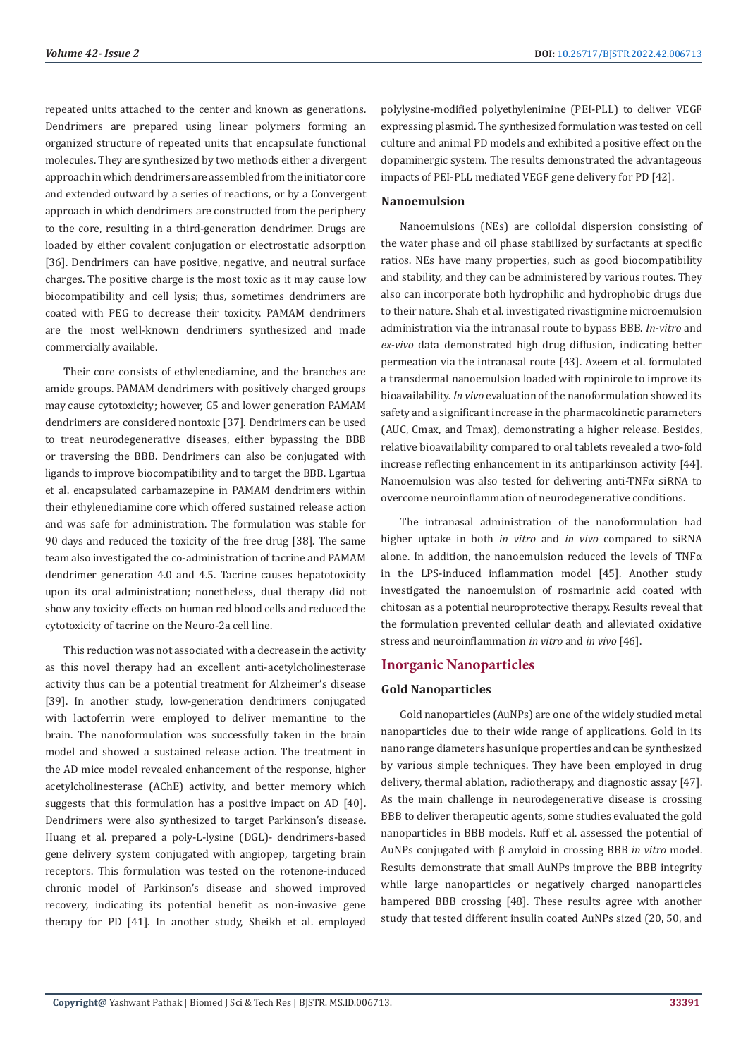repeated units attached to the center and known as generations. Dendrimers are prepared using linear polymers forming an organized structure of repeated units that encapsulate functional molecules. They are synthesized by two methods either a divergent approach in which dendrimers are assembled from the initiator core and extended outward by a series of reactions, or by a Convergent approach in which dendrimers are constructed from the periphery to the core, resulting in a third-generation dendrimer. Drugs are loaded by either covalent conjugation or electrostatic adsorption [36]. Dendrimers can have positive, negative, and neutral surface charges. The positive charge is the most toxic as it may cause low biocompatibility and cell lysis; thus, sometimes dendrimers are coated with PEG to decrease their toxicity. PAMAM dendrimers are the most well-known dendrimers synthesized and made commercially available.

Their core consists of ethylenediamine, and the branches are amide groups. PAMAM dendrimers with positively charged groups may cause cytotoxicity; however, G5 and lower generation PAMAM dendrimers are considered nontoxic [37]. Dendrimers can be used to treat neurodegenerative diseases, either bypassing the BBB or traversing the BBB. Dendrimers can also be conjugated with ligands to improve biocompatibility and to target the BBB. Lgartua et al. encapsulated carbamazepine in PAMAM dendrimers within their ethylenediamine core which offered sustained release action and was safe for administration. The formulation was stable for 90 days and reduced the toxicity of the free drug [38]. The same team also investigated the co-administration of tacrine and PAMAM dendrimer generation 4.0 and 4.5. Tacrine causes hepatotoxicity upon its oral administration; nonetheless, dual therapy did not show any toxicity effects on human red blood cells and reduced the cytotoxicity of tacrine on the Neuro-2a cell line.

This reduction was not associated with a decrease in the activity as this novel therapy had an excellent anti-acetylcholinesterase activity thus can be a potential treatment for Alzheimer's disease [39]. In another study, low-generation dendrimers conjugated with lactoferrin were employed to deliver memantine to the brain. The nanoformulation was successfully taken in the brain model and showed a sustained release action. The treatment in the AD mice model revealed enhancement of the response, higher acetylcholinesterase (AChE) activity, and better memory which suggests that this formulation has a positive impact on AD [40]. Dendrimers were also synthesized to target Parkinson's disease. Huang et al. prepared a poly-L-lysine (DGL)- dendrimers-based gene delivery system conjugated with angiopep, targeting brain receptors. This formulation was tested on the rotenone-induced chronic model of Parkinson's disease and showed improved recovery, indicating its potential benefit as non-invasive gene therapy for PD [41]. In another study, Sheikh et al. employed polylysine-modified polyethylenimine (PEI-PLL) to deliver VEGF expressing plasmid. The synthesized formulation was tested on cell culture and animal PD models and exhibited a positive effect on the dopaminergic system. The results demonstrated the advantageous impacts of PEI-PLL mediated VEGF gene delivery for PD [42].

### Nanoemulsion

Nanoemulsions (NEs) are colloidal dispersion consisting of the water phase and oil phase stabilized by surfactants at specific ratios. NEs have many properties, such as good biocompatibility and stability, and they can be administered by various routes. They also can incorporate both hydrophilic and hydrophobic drugs due to their nature. Shah et al. investigated rivastigmine microemulsion administration via the intranasal route to bypass BBB. *In-vitro* and *ex-vivo* data demonstrated high drug diffusion, indicating better permeation via the intranasal route [43]. Azeem et al. formulated a transdermal nanoemulsion loaded with ropinirole to improve its bioavailability. *In vivo* evaluation of the nanoformulation showed its safety and a significant increase in the pharmacokinetic parameters (AUC, Cmax, and Tmax), demonstrating a higher release. Besides, relative bioavailability compared to oral tablets revealed a two-fold increase reflecting enhancement in its antiparkinson activity [44]. Nanoemulsion was also tested for delivering anti-TNFα siRNA to overcome neuroinflammation of neurodegenerative conditions.

The intranasal administration of the nanoformulation had higher uptake in both *in vitro* and *in vivo* compared to siRNA alone. In addition, the nanoemulsion reduced the levels of TNFα in the LPS-induced inflammation model [45]. Another study investigated the nanoemulsion of rosmarinic acid coated with chitosan as a potential neuroprotective therapy. Results reveal that the formulation prevented cellular death and alleviated oxidative stress and neuroinflammation *in vitro* and *in vivo* [46].

## Inorganic Nanoparticles

### Gold Nanoparticles

Gold nanoparticles (AuNPs) are one of the widely studied metal nanoparticles due to their wide range of applications. Gold in its nano range diameters has unique properties and can be synthesized by various simple techniques. They have been employed in drug delivery, thermal ablation, radiotherapy, and diagnostic assay [47]. As the main challenge in neurodegenerative disease is crossing BBB to deliver therapeutic agents, some studies evaluated the gold nanoparticles in BBB models. Ruff et al. assessed the potential of AuNPs conjugated with β amyloid in crossing BBB *in vitro* model. Results demonstrate that small AuNPs improve the BBB integrity while large nanoparticles or negatively charged nanoparticles hampered BBB crossing [48]. These results agree with another study that tested different insulin coated AuNPs sized (20, 50, and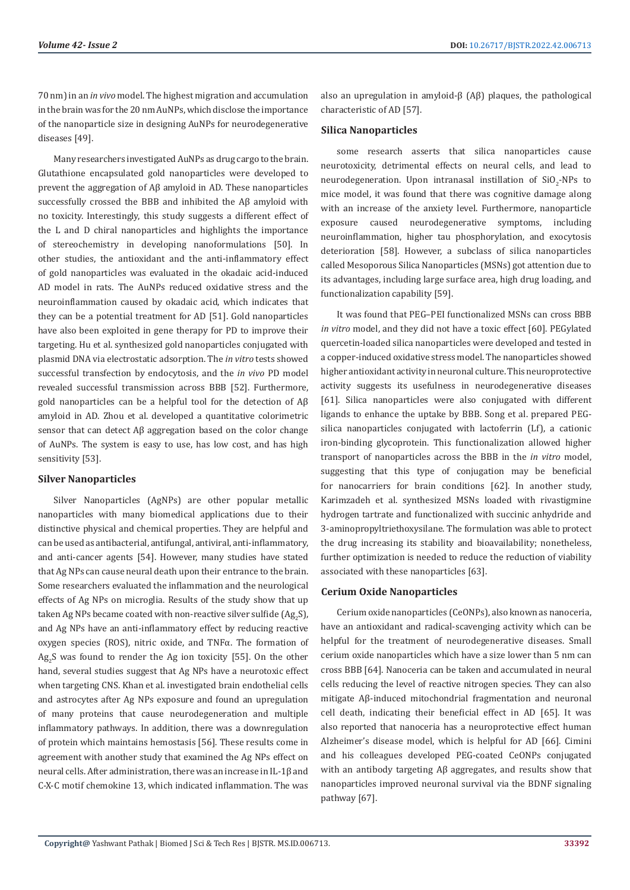70 nm) in an *in vivo* model. The highest migration and accumulation in the brain was for the 20 nm AuNPs, which disclose the importance of the nanoparticle size in designing AuNPs for neurodegenerative diseases [49].

Many researchers investigated AuNPs as drug cargo to the brain. Glutathione encapsulated gold nanoparticles were developed to prevent the aggregation of Aβ amyloid in AD. These nanoparticles successfully crossed the BBB and inhibited the Aβ amyloid with no toxicity. Interestingly, this study suggests a different effect of the L and D chiral nanoparticles and highlights the importance of stereochemistry in developing nanoformulations [50]. In other studies, the antioxidant and the anti-inflammatory effect of gold nanoparticles was evaluated in the okadaic acid-induced AD model in rats. The AuNPs reduced oxidative stress and the neuroinflammation caused by okadaic acid, which indicates that they can be a potential treatment for AD [51]. Gold nanoparticles have also been exploited in gene therapy for PD to improve their targeting. Hu et al. synthesized gold nanoparticles conjugated with plasmid DNA via electrostatic adsorption. The *in vitro* tests showed successful transfection by endocytosis, and the *in vivo* PD model revealed successful transmission across BBB [52]. Furthermore, gold nanoparticles can be a helpful tool for the detection of Aβ amyloid in AD. Zhou et al. developed a quantitative colorimetric sensor that can detect Aβ aggregation based on the color change of AuNPs. The system is easy to use, has low cost, and has high sensitivity [53].

### Silver Nanoparticles

Silver Nanoparticles (AgNPs) are other popular metallic nanoparticles with many biomedical applications due to their distinctive physical and chemical properties. They are helpful and can be used as antibacterial, antifungal, antiviral, anti-inflammatory, and anti-cancer agents [54]. However, many studies have stated that Ag NPs can cause neural death upon their entrance to the brain. Some researchers evaluated the inflammation and the neurological effects of Ag NPs on microglia. Results of the study show that up taken Ag NPs became coated with non-reactive silver sulfide ($Ag_2S$), and Ag NPs have an anti-inflammatory effect by reducing reactive oxygen species (ROS), nitric oxide, and TNFα. The formation of $Ag_2S$ was found to render the Ag ion toxicity [55]. On the other hand, several studies suggest that Ag NPs have a neurotoxic effect when targeting CNS. Khan et al. investigated brain endothelial cells and astrocytes after Ag NPs exposure and found an upregulation of many proteins that cause neurodegeneration and multiple inflammatory pathways. In addition, there was a downregulation of protein which maintains hemostasis [56]. These results come in agreement with another study that examined the Ag NPs effect on neural cells. After administration, there was an increase in IL-1β and C-X-C motif chemokine 13, which indicated inflammation. The was also an upregulation in amyloid-β (Aβ) plaques, the pathological characteristic of AD [57].

### Silica Nanoparticles

some research asserts that silica nanoparticles cause neurotoxicity, detrimental effects on neural cells, and lead to neurodegeneration. Upon intranasal instillation of $SiO_2$-NPs to mice model, it was found that there was cognitive damage along with an increase of the anxiety level. Furthermore, nanoparticle exposure caused neurodegenerative symptoms, including neuroinflammation, higher tau phosphorylation, and exocytosis deterioration [58]. However, a subclass of silica nanoparticles called Mesoporous Silica Nanoparticles (MSNs) got attention due to its advantages, including large surface area, high drug loading, and functionalization capability [59].

It was found that PEG–PEI functionalized MSNs can cross BBB *in vitro* model, and they did not have a toxic effect [60]. PEGylated quercetin-loaded silica nanoparticles were developed and tested in a copper-induced oxidative stress model. The nanoparticles showed higher antioxidant activity in neuronal culture. This neuroprotective activity suggests its usefulness in neurodegenerative diseases [61]. Silica nanoparticles were also conjugated with different ligands to enhance the uptake by BBB. Song et al. prepared PEG-silica nanoparticles conjugated with lactoferrin (Lf), a cationic iron-binding glycoprotein. This functionalization allowed higher transport of nanoparticles across the BBB in the *in vitro* model, suggesting that this type of conjugation may be beneficial for nanocarriers for brain conditions [62]. In another study, Karimzadeh et al. synthesized MSNs loaded with rivastigmine hydrogen tartrate and functionalized with succinic anhydride and 3-aminopropyltriethoxysilane. The formulation was able to protect the drug increasing its stability and bioavailability; nonetheless, further optimization is needed to reduce the reduction of viability associated with these nanoparticles [63].

### Cerium Oxide Nanoparticles

Cerium oxide nanoparticles (CeONPs), also known as nanoceria, have an antioxidant and radical-scavenging activity which can be helpful for the treatment of neurodegenerative diseases. Small cerium oxide nanoparticles which have a size lower than 5 nm can cross BBB [64]. Nanoceria can be taken and accumulated in neural cells reducing the level of reactive nitrogen species. They can also mitigate Aβ-induced mitochondrial fragmentation and neuronal cell death, indicating their beneficial effect in AD [65]. It was also reported that nanoceria has a neuroprotective effect human Alzheimer's disease model, which is helpful for AD [66]. Cimini and his colleagues developed PEG-coated CeONPs conjugated with an antibody targeting Aβ aggregates, and results show that nanoparticles improved neuronal survival via the BDNF signaling pathway [67].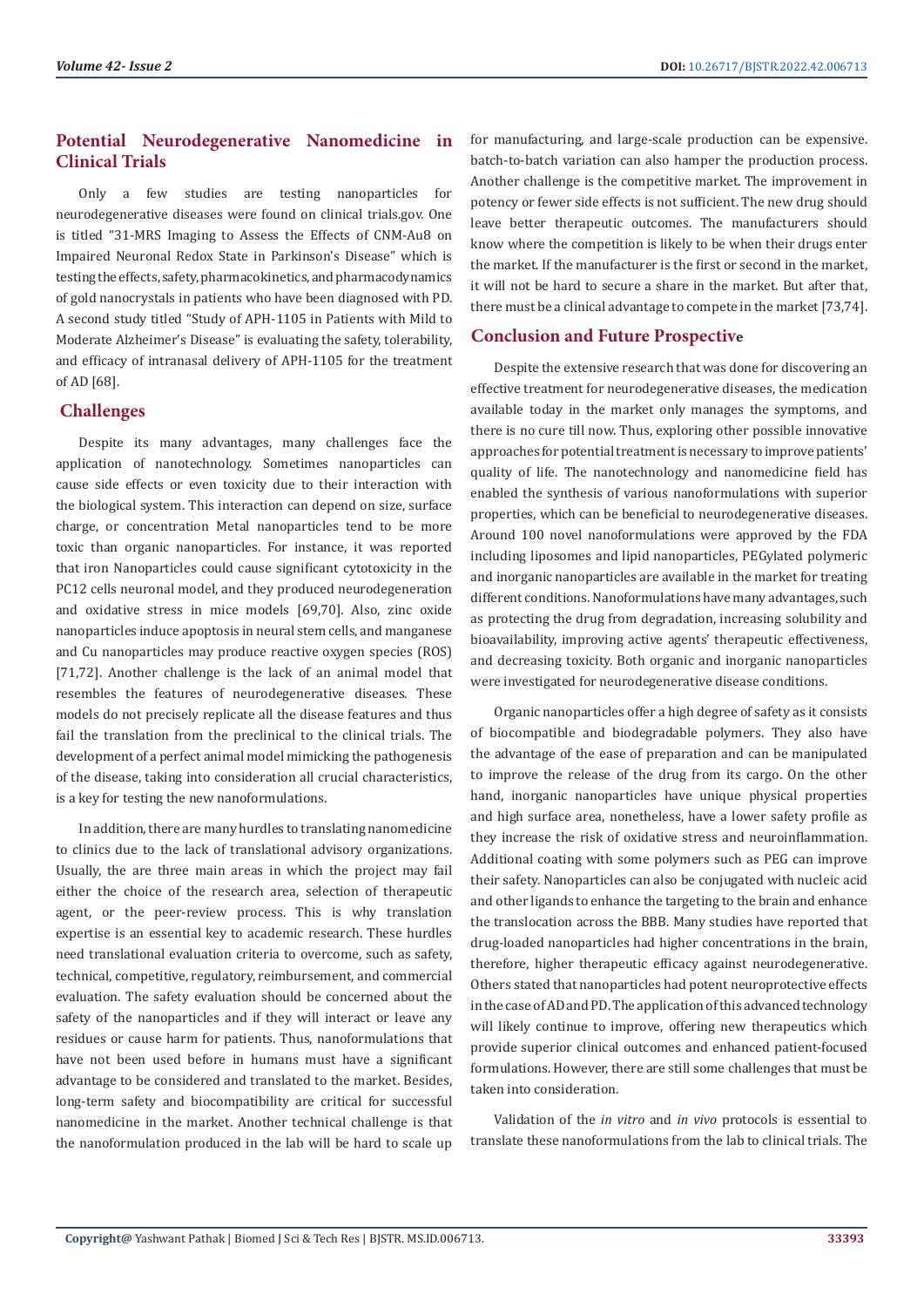## Potential Neurodegenerative Nanomedicine in Clinical Trials

Only a few studies are testing nanoparticles for neurodegenerative diseases were found on clinical trials.gov. One is titled "31-MRS Imaging to Assess the Effects of CNM-Au8 on Impaired Neuronal Redox State in Parkinson's Disease" which is testing the effects, safety, pharmacokinetics, and pharmacodynamics of gold nanocrystals in patients who have been diagnosed with PD. A second study titled "Study of APH-1105 in Patients with Mild to Moderate Alzheimer's Disease" is evaluating the safety, tolerability, and efficacy of intranasal delivery of APH-1105 for the treatment of AD [68].

## Challenges

Despite its many advantages, many challenges face the application of nanotechnology. Sometimes nanoparticles can cause side effects or even toxicity due to their interaction with the biological system. This interaction can depend on size, surface charge, or concentration Metal nanoparticles tend to be more toxic than organic nanoparticles. For instance, it was reported that iron Nanoparticles could cause significant cytotoxicity in the PC12 cells neuronal model, and they produced neurodegeneration and oxidative stress in mice models [69,70]. Also, zinc oxide nanoparticles induce apoptosis in neural stem cells, and manganese and Cu nanoparticles may produce reactive oxygen species (ROS) [71,72]. Another challenge is the lack of an animal model that resembles the features of neurodegenerative diseases. These models do not precisely replicate all the disease features and thus fail the translation from the preclinical to the clinical trials. The development of a perfect animal model mimicking the pathogenesis of the disease, taking into consideration all crucial characteristics, is a key for testing the new nanoformulations.

In addition, there are many hurdles to translating nanomedicine to clinics due to the lack of translational advisory organizations. Usually, the are three main areas in which the project may fail either the choice of the research area, selection of therapeutic agent, or the peer-review process. This is why translation expertise is an essential key to academic research. These hurdles need translational evaluation criteria to overcome, such as safety, technical, competitive, regulatory, reimbursement, and commercial evaluation. The safety evaluation should be concerned about the safety of the nanoparticles and if they will interact or leave any residues or cause harm for patients. Thus, nanoformulations that have not been used before in humans must have a significant advantage to be considered and translated to the market. Besides, long-term safety and biocompatibility are critical for successful nanomedicine in the market. Another technical challenge is that the nanoformulation produced in the lab will be hard to scale up for manufacturing, and large-scale production can be expensive. batch-to-batch variation can also hamper the production process. Another challenge is the competitive market. The improvement in potency or fewer side effects is not sufficient. The new drug should leave better therapeutic outcomes. The manufacturers should know where the competition is likely to be when their drugs enter the market. If the manufacturer is the first or second in the market, it will not be hard to secure a share in the market. But after that, there must be a clinical advantage to compete in the market [73,74].

## Conclusion and Future Prospective

Despite the extensive research that was done for discovering an effective treatment for neurodegenerative diseases, the medication available today in the market only manages the symptoms, and there is no cure till now. Thus, exploring other possible innovative approaches for potential treatment is necessary to improve patients' quality of life. The nanotechnology and nanomedicine field has enabled the synthesis of various nanoformulations with superior properties, which can be beneficial to neurodegenerative diseases. Around 100 novel nanoformulations were approved by the FDA including liposomes and lipid nanoparticles, PEGylated polymeric and inorganic nanoparticles are available in the market for treating different conditions. Nanoformulations have many advantages, such as protecting the drug from degradation, increasing solubility and bioavailability, improving active agents' therapeutic effectiveness, and decreasing toxicity. Both organic and inorganic nanoparticles were investigated for neurodegenerative disease conditions.

Organic nanoparticles offer a high degree of safety as it consists of biocompatible and biodegradable polymers. They also have the advantage of the ease of preparation and can be manipulated to improve the release of the drug from its cargo. On the other hand, inorganic nanoparticles have unique physical properties and high surface area, nonetheless, have a lower safety profile as they increase the risk of oxidative stress and neuroinflammation. Additional coating with some polymers such as PEG can improve their safety. Nanoparticles can also be conjugated with nucleic acid and other ligands to enhance the targeting to the brain and enhance the translocation across the BBB. Many studies have reported that drug-loaded nanoparticles had higher concentrations in the brain, therefore, higher therapeutic efficacy against neurodegenerative. Others stated that nanoparticles had potent neuroprotective effects in the case of AD and PD. The application of this advanced technology will likely continue to improve, offering new therapeutics which provide superior clinical outcomes and enhanced patient-focused formulations. However, there are still some challenges that must be taken into consideration.

Validation of the *in vitro* and *in vivo* protocols is essential to translate these nanoformulations from the lab to clinical trials. The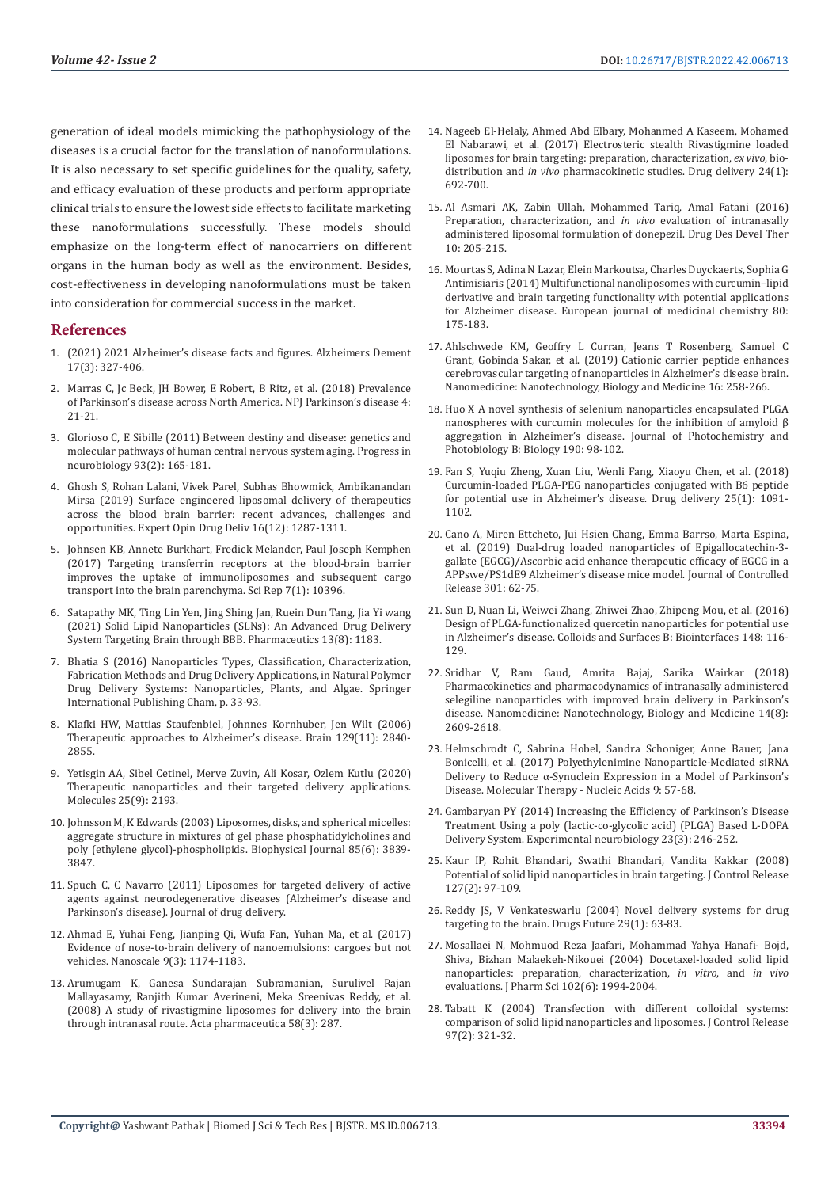generation of ideal models mimicking the pathophysiology of the diseases is a crucial factor for the translation of nanoformulations. It is also necessary to set specific guidelines for the quality, safety, and efficacy evaluation of these products and perform appropriate clinical trials to ensure the lowest side effects to facilitate marketing these nanoformulations successfully. These models should emphasize on the long-term effect of nanocarriers on different organs in the human body as well as the environment. Besides, cost-effectiveness in developing nanoformulations must be taken into consideration for commercial success in the market.

## References

1. (2021) 2021 Alzheimer's disease facts and figures. Alzheimers Dement 17(3): 327-406.
2. Marras C, Jc Beck, JH Bower, E Robert, B Ritz, et al. (2018) Prevalence of Parkinson's disease across North America. NPJ Parkinson's disease 4: 21-21.
3. Glorioso C, E Sibille (2011) Between destiny and disease: genetics and molecular pathways of human central nervous system aging. Progress in neurobiology 93(2): 165-181.
4. Ghosh S, Rohan Lalani, Vivek Parel, Subhas Bhowmick, Ambikanandan Mirsa (2019) Surface engineered liposomal delivery of therapeutics across the blood brain barrier: recent advances, challenges and opportunities. Expert Opin Drug Deliv 16(12): 1287-1311.
5. Johnsen KB, Annete Burkhart, Fredick Melander, Paul Joseph Kemphen (2017) Targeting transferrin receptors at the blood-brain barrier improves the uptake of immunoliposomes and subsequent cargo transport into the brain parenchyma. Sci Rep 7(1): 10396.
6. Satapathy MK, Ting Lin Yen, Jing Shing Jan, Ruein Dun Tang, Jia Yi wang (2021) Solid Lipid Nanoparticles (SLNs): An Advanced Drug Delivery System Targeting Brain through BBB. Pharmaceutics 13(8): 1183.
7. Bhatia S (2016) Nanoparticles Types, Classification, Characterization, Fabrication Methods and Drug Delivery Applications, in Natural Polymer Drug Delivery Systems: Nanoparticles, Plants, and Algae. Springer International Publishing Cham, p. 33-93.
8. Klafki HW, Mattias Staufenbiel, Johnnes Kornhuber, Jen Wilt (2006) Therapeutic approaches to Alzheimer's disease. Brain 129(11): 2840-2855.
9. Yetisgin AA, Sibel Cetinel, Merve Zuvin, Ali Kosar, Ozlem Kutlu (2020) Therapeutic nanoparticles and their targeted delivery applications. Molecules 25(9): 2193.
10. Johnsson M, K Edwards (2003) Liposomes, disks, and spherical micelles: aggregate structure in mixtures of gel phase phosphatidylcholines and poly (ethylene glycol)-phospholipids. Biophysical Journal 85(6): 3839-3847.
11. Spuch C, C Navarro (2011) Liposomes for targeted delivery of active agents against neurodegenerative diseases (Alzheimer's disease and Parkinson's disease). Journal of drug delivery.
12. Ahmad E, Yuhai Feng, Jianping Qi, Wufa Fan, Yuhan Ma, et al. (2017) Evidence of nose-to-brain delivery of nanoemulsions: cargoes but not vehicles. Nanoscale 9(3): 1174-1183.
13. Arumugam K, Ganesa Sundarajan Subramanian, Surulivel Rajan Mallayasamy, Ranjith Kumar Averineni, Meka Sreenivas Reddy, et al. (2008) A study of rivastigmine liposomes for delivery into the brain through intranasal route. Acta pharmaceutica 58(3): 287.
14. Nageeb El-Helaly, Ahmed Abd Elbary, Mohanmed A Kaseem, Mohamed El Nabarawi, et al. (2017) Electrosteric stealth Rivastigmine loaded liposomes for brain targeting: preparation, characterization, *ex vivo*, bio-distribution and *in vivo* pharmacokinetic studies. Drug delivery 24(1): 692-700.
15. Al Asmari AK, Zabin Ullah, Mohammed Tariq, Amal Fatani (2016) Preparation, characterization, and *in vivo* evaluation of intranasally administered liposomal formulation of donepezil. Drug Des Devel Ther 10: 205-215.
16. Mourtas S, Adina N Lazar, Elein Markoutsa, Charles Duyckaerts, Sophia G Antimisiaris (2014) Multifunctional nanoliposomes with curcumin–lipid derivative and brain targeting functionality with potential applications for Alzheimer disease. European journal of medicinal chemistry 80: 175-183.
17. Ahlschwede KM, Geoffry L Curran, Jeans T Rosenberg, Samuel C Grant, Gobinda Sakar, et al. (2019) Cationic carrier peptide enhances cerebrovascular targeting of nanoparticles in Alzheimer's disease brain. Nanomedicine: Nanotechnology, Biology and Medicine 16: 258-266.
18. Huo X A novel synthesis of selenium nanoparticles encapsulated PLGA nanospheres with curcumin molecules for the inhibition of amyloid β aggregation in Alzheimer's disease. Journal of Photochemistry and Photobiology B: Biology 190: 98-102.
19. Fan S, Yuqiu Zheng, Xuan Liu, Wenli Fang, Xiaoyu Chen, et al. (2018) Curcumin-loaded PLGA-PEG nanoparticles conjugated with B6 peptide for potential use in Alzheimer's disease. Drug delivery 25(1): 1091-1102.
20. Cano A, Miren Ettcheto, Jui Hsien Chang, Emma Barrso, Marta Espina, et al. (2019) Dual-drug loaded nanoparticles of Epigallocatechin-3-gallate (EGCG)/Ascorbic acid enhance therapeutic efficacy of EGCG in a APPswe/PS1dE9 Alzheimer's disease mice model. Journal of Controlled Release 301: 62-75.
21. Sun D, Nuan Li, Weiwei Zhang, Zhiwei Zhao, Zhipeng Mou, et al. (2016) Design of PLGA-functionalized quercetin nanoparticles for potential use in Alzheimer's disease. Colloids and Surfaces B: Biointerfaces 148: 116-129.
22. Sridhar V, Ram Gaud, Amrita Bajaj, Sarika Wairkar (2018) Pharmacokinetics and pharmacodynamics of intranasally administered selegiline nanoparticles with improved brain delivery in Parkinson's disease. Nanomedicine: Nanotechnology, Biology and Medicine 14(8): 2609-2618.
23. Helmschrodt C, Sabrina Hobel, Sandra Schoniger, Anne Bauer, Jana Bonicelli, et al. (2017) Polyethylenimine Nanoparticle-Mediated siRNA Delivery to Reduce α-Synuclein Expression in a Model of Parkinson's Disease. Molecular Therapy - Nucleic Acids 9: 57-68.
24. Gambaryan PY (2014) Increasing the Efficiency of Parkinson's Disease Treatment Using a poly (lactic-co-glycolic acid) (PLGA) Based L-DOPA Delivery System. Experimental neurobiology 23(3): 246-252.
25. Kaur IP, Rohit Bhandari, Swathi Bhandari, Vandita Kakkar (2008) Potential of solid lipid nanoparticles in brain targeting. J Control Release 127(2): 97-109.
26. Reddy JS, V Venkateswarlu (2004) Novel delivery systems for drug targeting to the brain. Drugs Future 29(1): 63-83.
27. Mosallaei N, Mohmuod Reza Jaafari, Mohammad Yahya Hanafi- Bojd, Shiva, Bizhan Malaekeh-Nikouei (2004) Docetaxel-loaded solid lipid nanoparticles: preparation, characterization, *in vitro*, and *in vivo* evaluations. J Pharm Sci 102(6): 1994-2004.
28. Tabatt K (2004) Transfection with different colloidal systems: comparison of solid lipid nanoparticles and liposomes. J Control Release 97(2): 321-32.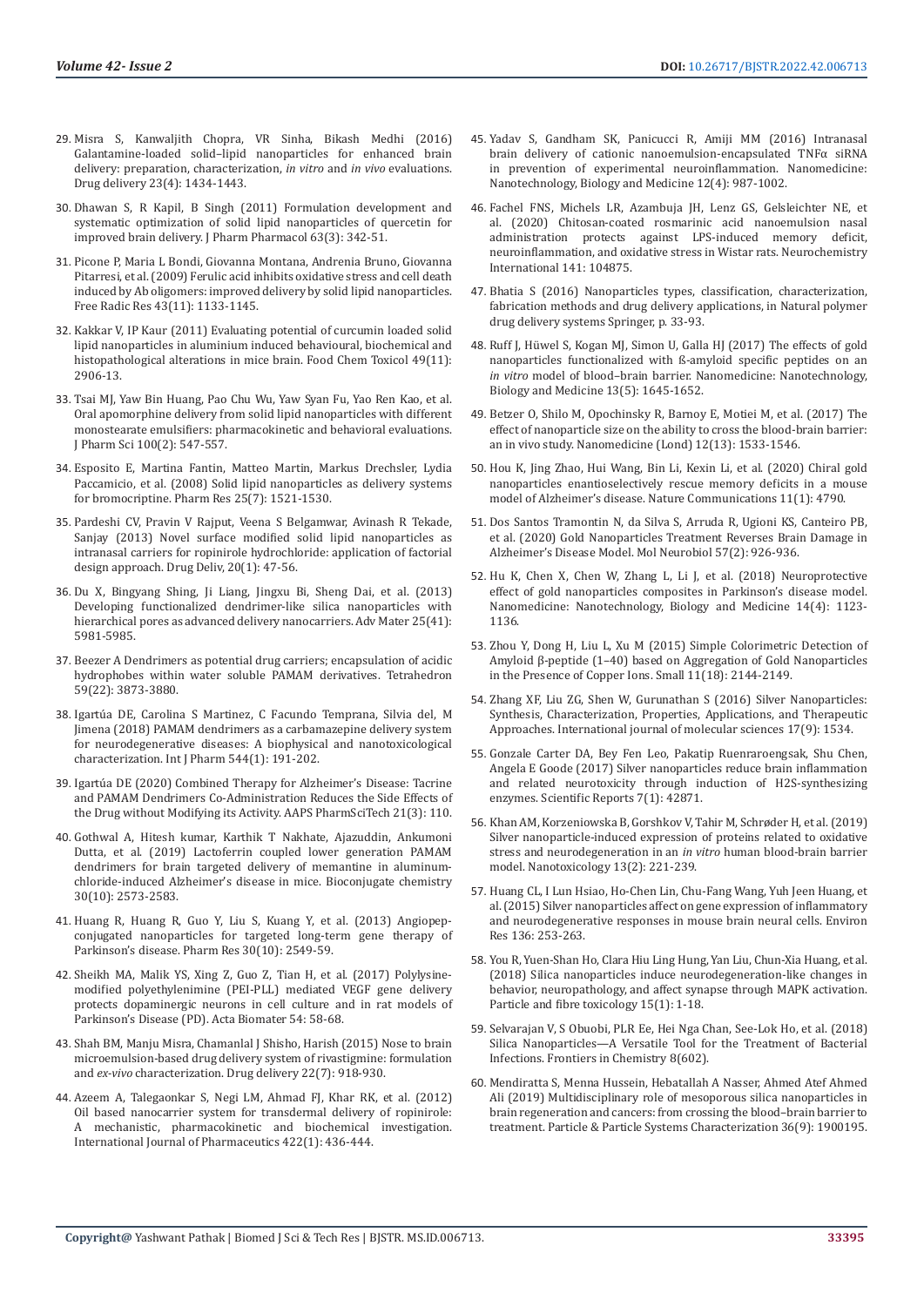29. Misra S, Kanwaljith Chopra, VR Sinha, Bikash Medhi (2016) Galantamine-loaded solid–lipid nanoparticles for enhanced brain delivery: preparation, characterization, *in vitro* and *in vivo* evaluations. Drug delivery 23(4): 1434-1443.

30. Dhawan S, R Kapil, B Singh (2011) Formulation development and systematic optimization of solid lipid nanoparticles of quercetin for improved brain delivery. J Pharm Pharmacol 63(3): 342-51.

31. Picone P, Maria L Bondi, Giovanna Montana, Andrenia Bruno, Giovanna Pitarresi, et al. (2009) Ferulic acid inhibits oxidative stress and cell death induced by Ab oligomers: improved delivery by solid lipid nanoparticles. Free Radic Res 43(11): 1133-1145.

32. Kakkar V, IP Kaur (2011) Evaluating potential of curcumin loaded solid lipid nanoparticles in aluminium induced behavioural, biochemical and histopathological alterations in mice brain. Food Chem Toxicol 49(11): 2906-13.

33. Tsai MJ, Yaw Bin Huang, Pao Chu Wu, Yaw Syan Fu, Yao Ren Kao, et al. Oral apomorphine delivery from solid lipid nanoparticles with different monostearate emulsifiers: pharmacokinetic and behavioral evaluations. J Pharm Sci 100(2): 547-557.

34. Esposito E, Martina Fantin, Matteo Martin, Markus Drechsler, Lydia Paccamicio, et al. (2008) Solid lipid nanoparticles as delivery systems for bromocriptine. Pharm Res 25(7): 1521-1530.

35. Pardeshi CV, Pravin V Rajput, Veena S Belgamwar, Avinash R Tekade, Sanjay (2013) Novel surface modified solid lipid nanoparticles as intranasal carriers for ropinirole hydrochloride: application of factorial design approach. Drug Deliv, 20(1): 47-56.

36. Du X, Bingyang Shing, Ji Liang, Jingxu Bi, Sheng Dai, et al. (2013) Developing functionalized dendrimer-like silica nanoparticles with hierarchical pores as advanced delivery nanocarriers. Adv Mater 25(41): 5981-5985.

37. Beezer A Dendrimers as potential drug carriers; encapsulation of acidic hydrophobes within water soluble PAMAM derivatives. Tetrahedron 59(22): 3873-3880.

38. Igartúa DE, Carolina S Martinez, C Facundo Temprana, Silvia del, M Jimena (2018) PAMAM dendrimers as a carbamazepine delivery system for neurodegenerative diseases: A biophysical and nanotoxicological characterization. Int J Pharm 544(1): 191-202.

39. Igartúa DE (2020) Combined Therapy for Alzheimer's Disease: Tacrine and PAMAM Dendrimers Co-Administration Reduces the Side Effects of the Drug without Modifying its Activity. AAPS PharmSciTech 21(3): 110.

40. Gothwal A, Hitesh kumar, Karthik T Nakhate, Ajazuddin, Ankumoni Dutta, et al. (2019) Lactoferrin coupled lower generation PAMAM dendrimers for brain targeted delivery of memantine in aluminum-chloride-induced Alzheimer's disease in mice. Bioconjugate chemistry 30(10): 2573-2583.

41. Huang R, Huang R, Guo Y, Liu S, Kuang Y, et al. (2013) Angiopep-conjugated nanoparticles for targeted long-term gene therapy of Parkinson's disease. Pharm Res 30(10): 2549-59.

42. Sheikh MA, Malik YS, Xing Z, Guo Z, Tian H, et al. (2017) Polylysine-modified polyethylenimine (PEI-PLL) mediated VEGF gene delivery protects dopaminergic neurons in cell culture and in rat models of Parkinson's Disease (PD). Acta Biomater 54: 58-68.

43. Shah BM, Manju Misra, Chamanlal J Shisho, Harish (2015) Nose to brain microemulsion-based drug delivery system of rivastigmine: formulation and *ex-vivo* characterization. Drug delivery 22(7): 918-930.

44. Azeem A, Talegaonkar S, Negi LM, Ahmad FJ, Khar RK, et al. (2012) Oil based nanocarrier system for transdermal delivery of ropinirole: A mechanistic, pharmacokinetic and biochemical investigation. International Journal of Pharmaceutics 422(1): 436-444.

45. Yadav S, Gandham SK, Panicucci R, Amiji MM (2016) Intranasal brain delivery of cationic nanoemulsion-encapsulated TNFα siRNA in prevention of experimental neuroinflammation. Nanomedicine: Nanotechnology, Biology and Medicine 12(4): 987-1002.

46. Fachel FNS, Michels LR, Azambuja JH, Lenz GS, Gelsleichter NE, et al. (2020) Chitosan-coated rosmarinic acid nanoemulsion nasal administration protects against LPS-induced memory deficit, neuroinflammation, and oxidative stress in Wistar rats. Neurochemistry International 141: 104875.

47. Bhatia S (2016) Nanoparticles types, classification, characterization, fabrication methods and drug delivery applications, in Natural polymer drug delivery systems Springer, p. 33-93.

48. Ruff J, Hüwel S, Kogan MJ, Simon U, Galla HJ (2017) The effects of gold nanoparticles functionalized with ß-amyloid specific peptides on an *in vitro* model of blood–brain barrier. Nanomedicine: Nanotechnology, Biology and Medicine 13(5): 1645-1652.

49. Betzer O, Shilo M, Opochinsky R, Barnoy E, Motiei M, et al. (2017) The effect of nanoparticle size on the ability to cross the blood-brain barrier: an in vivo study. Nanomedicine (Lond) 12(13): 1533-1546.

50. Hou K, Jing Zhao, Hui Wang, Bin Li, Kexin Li, et al. (2020) Chiral gold nanoparticles enantioselectively rescue memory deficits in a mouse model of Alzheimer's disease. Nature Communications 11(1): 4790.

51. Dos Santos Tramontin N, da Silva S, Arruda R, Ugioni KS, Canteiro PB, et al. (2020) Gold Nanoparticles Treatment Reverses Brain Damage in Alzheimer's Disease Model. Mol Neurobiol 57(2): 926-936.

52. Hu K, Chen X, Chen W, Zhang L, Li J, et al. (2018) Neuroprotective effect of gold nanoparticles composites in Parkinson's disease model. Nanomedicine: Nanotechnology, Biology and Medicine 14(4): 1123-1136.

53. Zhou Y, Dong H, Liu L, Xu M (2015) Simple Colorimetric Detection of Amyloid β-peptide (1–40) based on Aggregation of Gold Nanoparticles in the Presence of Copper Ions. Small 11(18): 2144-2149.

54. Zhang XF, Liu ZG, Shen W, Gurunathan S (2016) Silver Nanoparticles: Synthesis, Characterization, Properties, Applications, and Therapeutic Approaches. International journal of molecular sciences 17(9): 1534.

55. Gonzale Carter DA, Bey Fen Leo, Pakatip Ruenraroengsak, Shu Chen, Angela E Goode (2017) Silver nanoparticles reduce brain inflammation and related neurotoxicity through induction of H2S-synthesizing enzymes. Scientific Reports 7(1): 42871.

56. Khan AM, Korzeniowska B, Gorshkov V, Tahir M, Schrøder H, et al. (2019) Silver nanoparticle-induced expression of proteins related to oxidative stress and neurodegeneration in an *in vitro* human blood-brain barrier model. Nanotoxicology 13(2): 221-239.

57. Huang CL, I Lun Hsiao, Ho-Chen Lin, Chu-Fang Wang, Yuh Jeen Huang, et al. (2015) Silver nanoparticles affect on gene expression of inflammatory and neurodegenerative responses in mouse brain neural cells. Environ Res 136: 253-263.

58. You R, Yuen-Shan Ho, Clara Hiu Ling Hung, Yan Liu, Chun-Xia Huang, et al. (2018) Silica nanoparticles induce neurodegeneration-like changes in behavior, neuropathology, and affect synapse through MAPK activation. Particle and fibre toxicology 15(1): 1-18.

59. Selvarajan V, S Obuobi, PLR Ee, Hei Nga Chan, See-Lok Ho, et al. (2018) Silica Nanoparticles—A Versatile Tool for the Treatment of Bacterial Infections. Frontiers in Chemistry 8(602).

60. Mendiratta S, Menna Hussein, Hebatallah A Nasser, Ahmed Atef Ahmed Ali (2019) Multidisciplinary role of mesoporous silica nanoparticles in brain regeneration and cancers: from crossing the blood–brain barrier to treatment. Particle & Particle Systems Characterization 36(9): 1900195.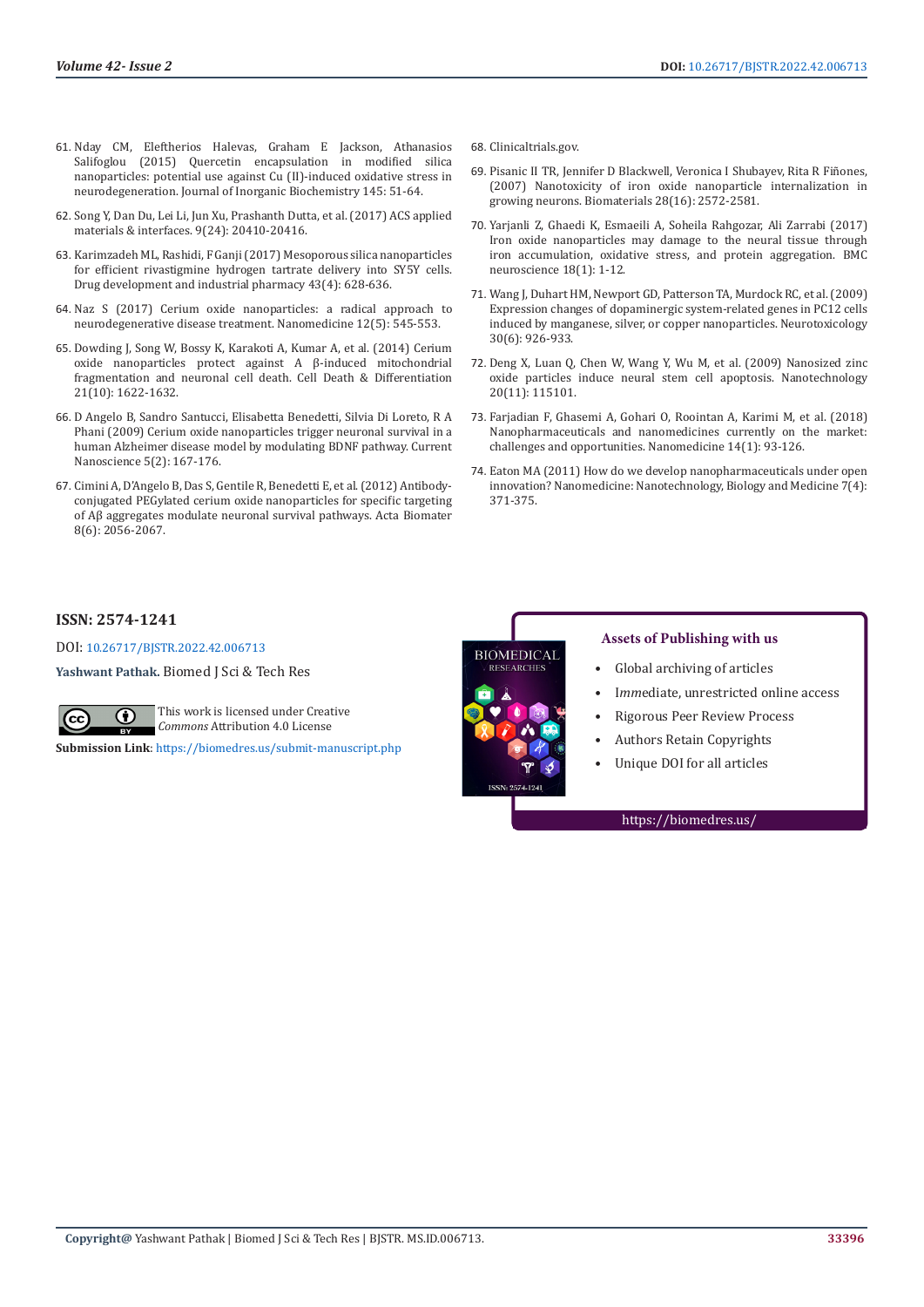61. Nday CM, Eleftherios Halevas, Graham E Jackson, Athanasios Salifoglou (2015) Quercetin encapsulation in modified silica nanoparticles: potential use against Cu (II)-induced oxidative stress in neurodegeneration. Journal of Inorganic Biochemistry 145: 51-64.
62. Song Y, Dan Du, Lei Li, Jun Xu, Prashanth Dutta, et al. (2017) ACS applied materials & interfaces. 9(24): 20410-20416.
63. Karimzadeh ML, Rashidi, F Ganji (2017) Mesoporous silica nanoparticles for efficient rivastigmine hydrogen tartrate delivery into SY5Y cells. Drug development and industrial pharmacy 43(4): 628-636.
64. Naz S (2017) Cerium oxide nanoparticles: a radical approach to neurodegenerative disease treatment. Nanomedicine 12(5): 545-553.
65. Dowding J, Song W, Bossy K, Karakoti A, Kumar A, et al. (2014) Cerium oxide nanoparticles protect against A β-induced mitochondrial fragmentation and neuronal cell death. Cell Death & Differentiation 21(10): 1622-1632.
66. D Angelo B, Sandro Santucci, Elisabetta Benedetti, Silvia Di Loreto, R A Phani (2009) Cerium oxide nanoparticles trigger neuronal survival in a human Alzheimer disease model by modulating BDNF pathway. Current Nanoscience 5(2): 167-176.
67. Cimini A, D'Angelo B, Das S, Gentile R, Benedetti E, et al. (2012) Antibody-conjugated PEGylated cerium oxide nanoparticles for specific targeting of Aβ aggregates modulate neuronal survival pathways. Acta Biomater 8(6): 2056-2067.
68. Clinicaltrials.gov.
69. Pisanic II TR, Jennifer D Blackwell, Veronica I Shubayev, Rita R Fiñones, (2007) Nanotoxicity of iron oxide nanoparticle internalization in growing neurons. Biomaterials 28(16): 2572-2581.
70. Yarjanli Z, Ghaedi K, Esmaeili A, Soheila Rahgozar, Ali Zarrabi (2017) Iron oxide nanoparticles may damage to the neural tissue through iron accumulation, oxidative stress, and protein aggregation. BMC neuroscience 18(1): 1-12.
71. Wang J, Duhart HM, Newport GD, Patterson TA, Murdock RC, et al. (2009) Expression changes of dopaminergic system-related genes in PC12 cells induced by manganese, silver, or copper nanoparticles. Neurotoxicology 30(6): 926-933.
72. Deng X, Luan Q, Chen W, Wang Y, Wu M, et al. (2009) Nanosized zinc oxide particles induce neural stem cell apoptosis. Nanotechnology 20(11): 115101.
73. Farjadian F, Ghasemi A, Gohari O, Roointan A, Karimi M, et al. (2018) Nanopharmaceuticals and nanomedicines currently on the market: challenges and opportunities. Nanomedicine 14(1): 93-126.
74. Eaton MA (2011) How do we develop nanopharmaceuticals under open innovation? Nanomedicine: Nanotechnology, Biology and Medicine 7(4): 371-375.

**ISSN: 2574-1241**

DOI: 10.26717/BJSTR.2022.42.006713

**Yashwant Pathak**. Biomed J Sci & Tech Res

This work is licensed under Creative *Commons* Attribution 4.0 License

**Submission Link**: https://biomedres.us/submit-manuscript.php

**Assets of Publishing with us**

- Global archiving of articles
- Immediate, unrestricted online access
- Rigorous Peer Review Process
- Authors Retain Copyrights
- Unique DOI for all articles

https://biomedres.us/